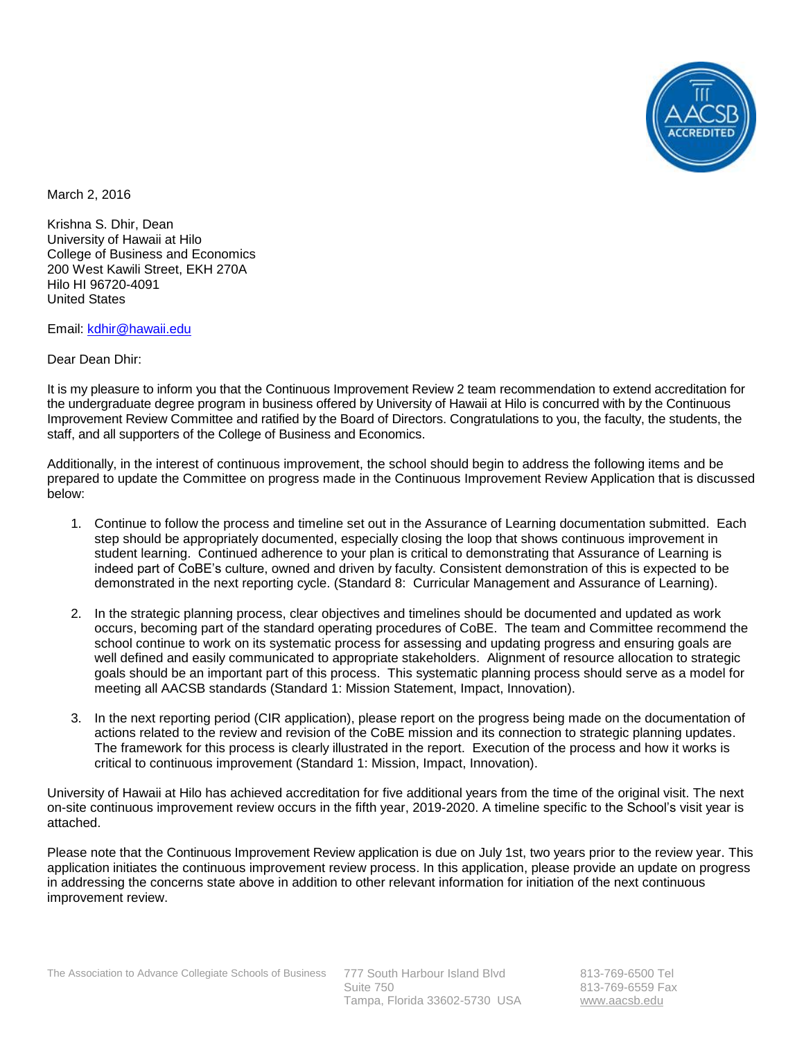March 2, 2016

Krishna S. Dhir, Dean
University of Hawaii at Hilo
College of Business and Economics
200 West Kawili Street, EKH 270A
Hilo HI 96720-4091
United States

Email: kdhir@hawaii.edu

Dear Dean Dhir:

It is my pleasure to inform you that the Continuous Improvement Review 2 team recommendation to extend accreditation for the undergraduate degree program in business offered by University of Hawaii at Hilo is concurred with by the Continuous Improvement Review Committee and ratified by the Board of Directors. Congratulations to you, the faculty, the students, the staff, and all supporters of the College of Business and Economics.

Additionally, in the interest of continuous improvement, the school should begin to address the following items and be prepared to update the Committee on progress made in the Continuous Improvement Review Application that is discussed below:

1. Continue to follow the process and timeline set out in the Assurance of Learning documentation submitted. Each step should be appropriately documented, especially closing the loop that shows continuous improvement in student learning. Continued adherence to your plan is critical to demonstrating that Assurance of Learning is indeed part of CoBE's culture, owned and driven by faculty. Consistent demonstration of this is expected to be demonstrated in the next reporting cycle. (Standard 8: Curricular Management and Assurance of Learning).

2. In the strategic planning process, clear objectives and timelines should be documented and updated as work occurs, becoming part of the standard operating procedures of CoBE. The team and Committee recommend the school continue to work on its systematic process for assessing and updating progress and ensuring goals are well defined and easily communicated to appropriate stakeholders. Alignment of resource allocation to strategic goals should be an important part of this process. This systematic planning process should serve as a model for meeting all AACSB standards (Standard 1: Mission Statement, Impact, Innovation).

3. In the next reporting period (CIR application), please report on the progress being made on the documentation of actions related to the review and revision of the CoBE mission and its connection to strategic planning updates. The framework for this process is clearly illustrated in the report. Execution of the process and how it works is critical to continuous improvement (Standard 1: Mission, Impact, Innovation).

University of Hawaii at Hilo has achieved accreditation for five additional years from the time of the original visit. The next on-site continuous improvement review occurs in the fifth year, 2019-2020. A timeline specific to the School's visit year is attached.

Please note that the Continuous Improvement Review application is due on July 1st, two years prior to the review year. This application initiates the continuous improvement review process. In this application, please provide an update on progress in addressing the concerns state above in addition to other relevant information for initiation of the next continuous improvement review.

The Association to Advance Collegiate Schools of Business | 777 South Harbour Island Blvd, Suite 750, Tampa, Florida 33602-5730 USA | 813-769-6500 Tel | 813-769-6559 Fax | www.aacsb.edu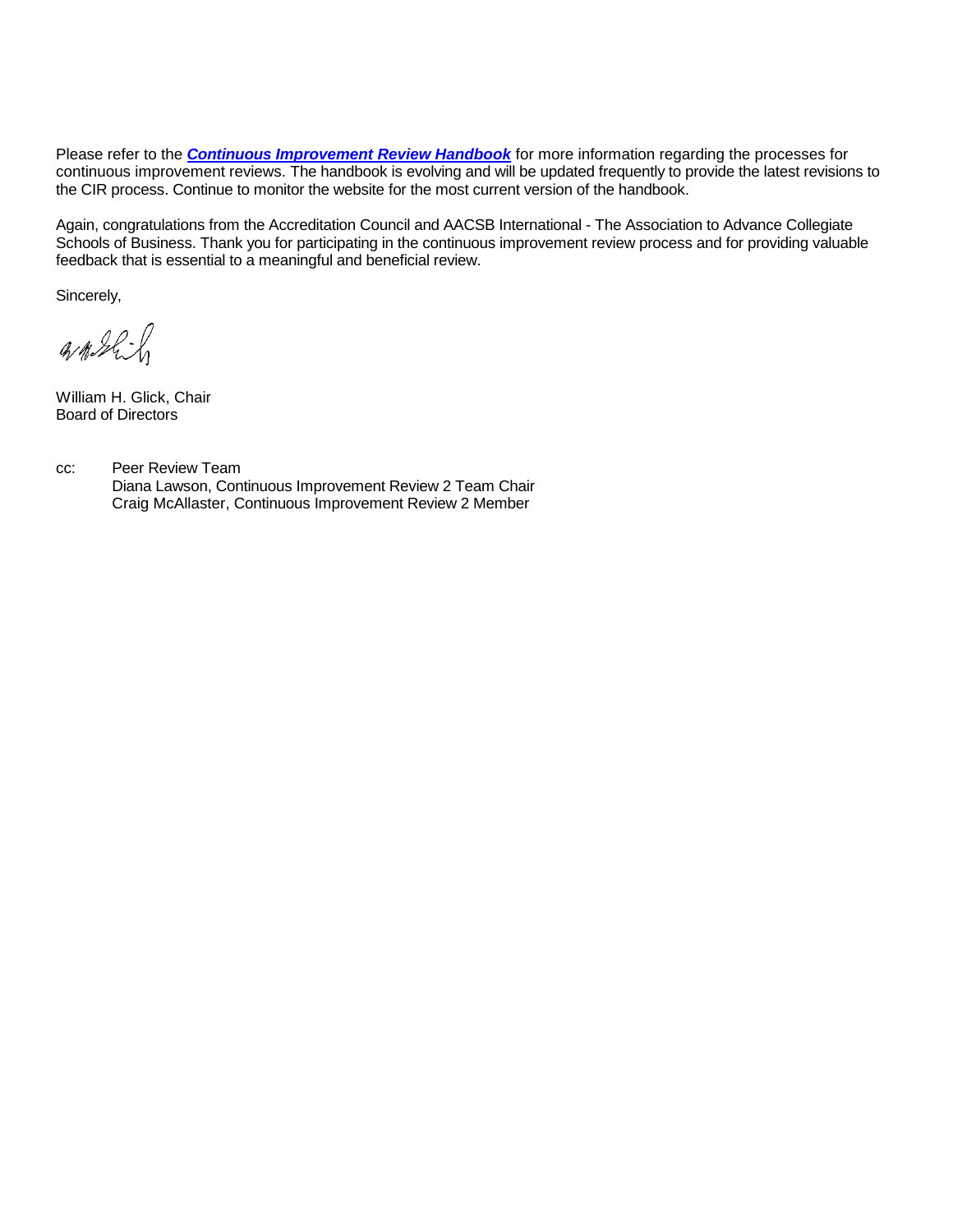Please refer to the ***Continuous Improvement Review Handbook*** for more information regarding the processes for continuous improvement reviews. The handbook is evolving and will be updated frequently to provide the latest revisions to the CIR process. Continue to monitor the website for the most current version of the handbook.

Again, congratulations from the Accreditation Council and AACSB International - The Association to Advance Collegiate Schools of Business. Thank you for participating in the continuous improvement review process and for providing valuable feedback that is essential to a meaningful and beneficial review.

Sincerely,

William H. Glick, Chair
Board of Directors

cc: Peer Review Team
Diana Lawson, Continuous Improvement Review 2 Team Chair
Craig McAllaster, Continuous Improvement Review 2 Member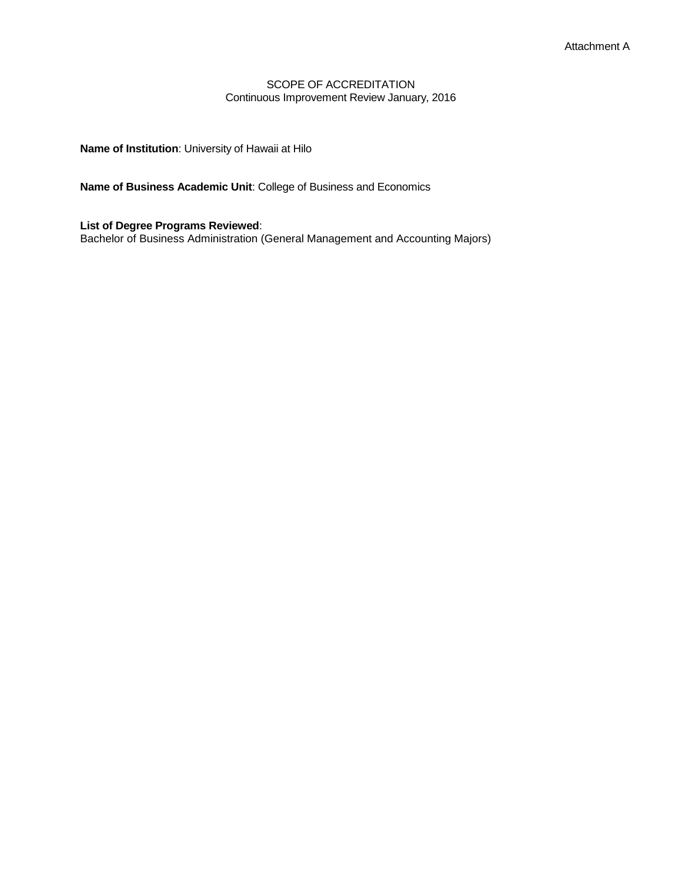Attachment A

# SCOPE OF ACCREDITATION

Continuous Improvement Review January, 2016

**Name of Institution**: University of Hawaii at Hilo

**Name of Business Academic Unit**: College of Business and Economics

**List of Degree Programs Reviewed**:
Bachelor of Business Administration (General Management and Accounting Majors)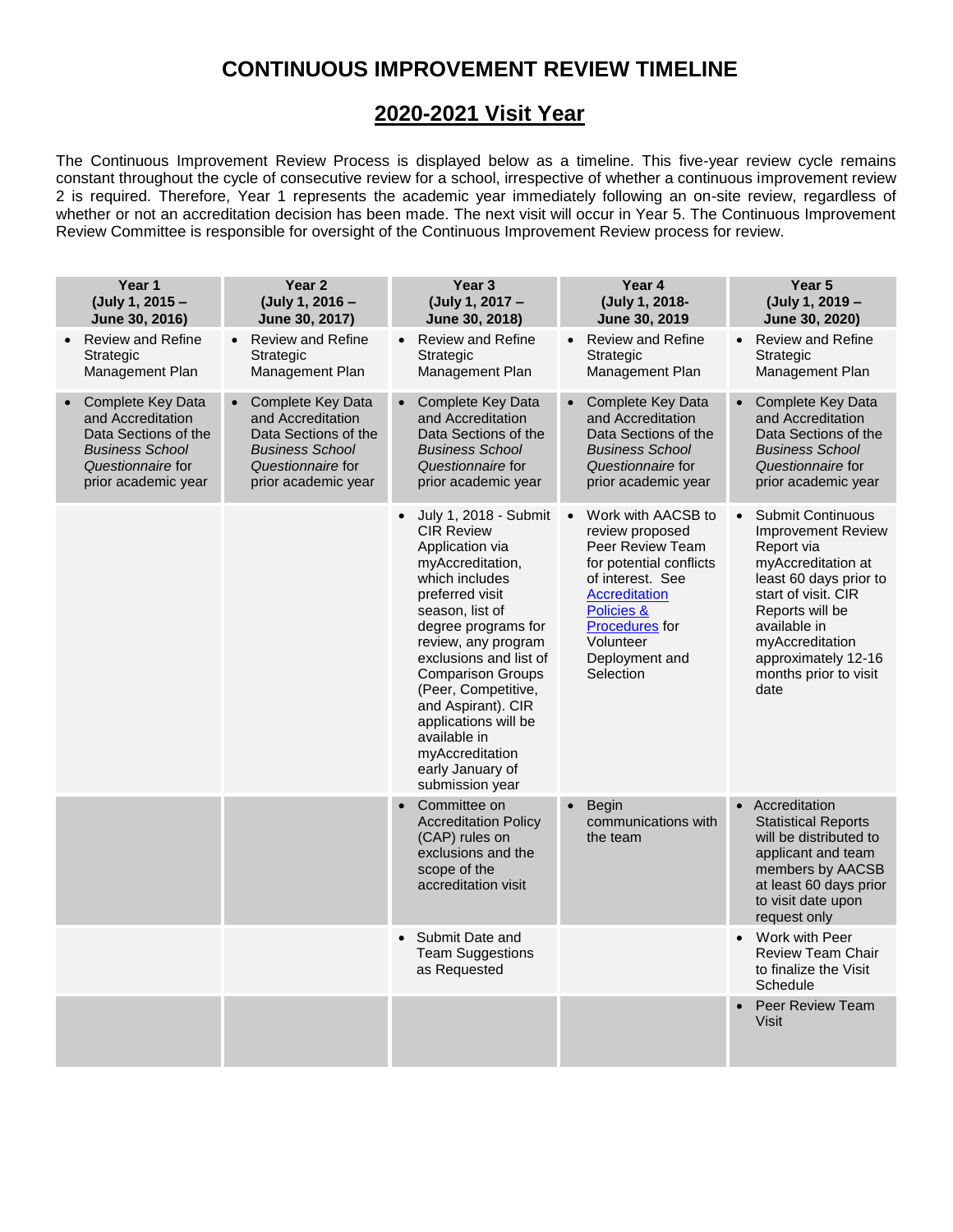# CONTINUOUS IMPROVEMENT REVIEW TIMELINE

## 2020-2021 Visit Year

The Continuous Improvement Review Process is displayed below as a timeline. This five-year review cycle remains constant throughout the cycle of consecutive review for a school, irrespective of whether a continuous improvement review 2 is required. Therefore, Year 1 represents the academic year immediately following an on-site review, regardless of whether or not an accreditation decision has been made. The next visit will occur in Year 5. The Continuous Improvement Review Committee is responsible for oversight of the Continuous Improvement Review process for review.

| Year 1 (July 1, 2015 – June 30, 2016) | Year 2 (July 1, 2016 – June 30, 2017) | Year 3 (July 1, 2017 – June 30, 2018) | Year 4 (July 1, 2018- June 30, 2019 | Year 5 (July 1, 2019 – June 30, 2020) |
|---|---|---|---|---|
| • Review and Refine Strategic Management Plan | • Review and Refine Strategic Management Plan | • Review and Refine Strategic Management Plan | • Review and Refine Strategic Management Plan | • Review and Refine Strategic Management Plan |
| • Complete Key Data and Accreditation Data Sections of the *Business School Questionnaire* for prior academic year | • Complete Key Data and Accreditation Data Sections of the *Business School Questionnaire* for prior academic year | • Complete Key Data and Accreditation Data Sections of the *Business School Questionnaire* for prior academic year | • Complete Key Data and Accreditation Data Sections of the *Business School Questionnaire* for prior academic year | • Complete Key Data and Accreditation Data Sections of the *Business School Questionnaire* for prior academic year |
| | | • July 1, 2018 - Submit CIR Review Application via myAccreditation, which includes preferred visit season, list of degree programs for review, any program exclusions and list of Comparison Groups (Peer, Competitive, and Aspirant). CIR applications will be available in myAccreditation early January of submission year | • Work with AACSB to review proposed Peer Review Team for potential conflicts of interest. See Accreditation Policies & Procedures for Volunteer Deployment and Selection | • Submit Continuous Improvement Review Report via myAccreditation at least 60 days prior to start of visit. CIR Reports will be available in myAccreditation approximately 12-16 months prior to visit date |
| | | • Committee on Accreditation Policy (CAP) rules on exclusions and the scope of the accreditation visit | • Begin communications with the team | • Accreditation Statistical Reports will be distributed to applicant and team members by AACSB at least 60 days prior to visit date upon request only |
| | | • Submit Date and Team Suggestions as Requested | | • Work with Peer Review Team Chair to finalize the Visit Schedule |
| | | | | • Peer Review Team Visit |